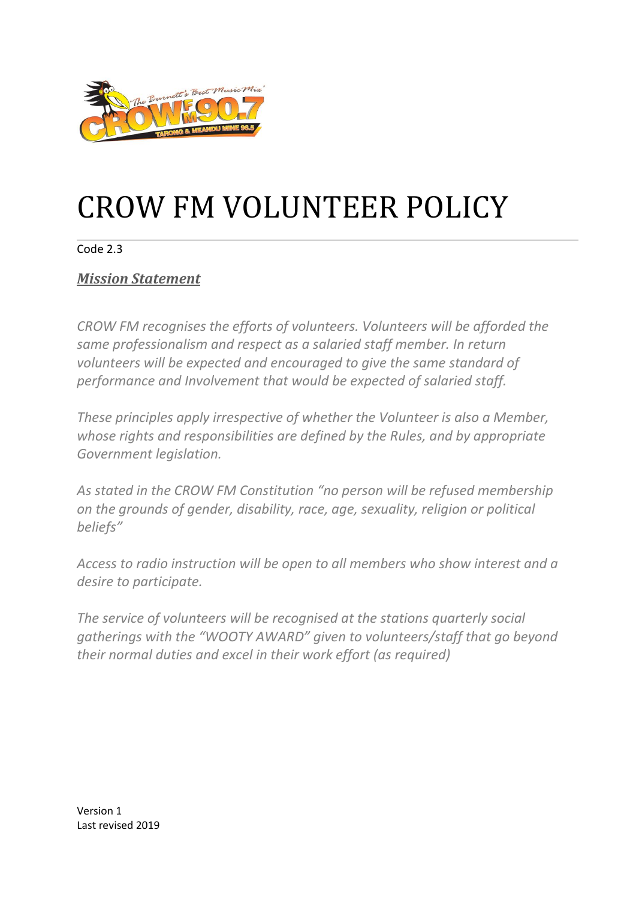# CROW FM VOLUNTEER POLICY

Code 2.3

***Mission Statement***

*CROW FM recognises the efforts of volunteers. Volunteers will be afforded the same professionalism and respect as a salaried staff member. In return volunteers will be expected and encouraged to give the same standard of performance and Involvement that would be expected of salaried staff.*

*These principles apply irrespective of whether the Volunteer is also a Member, whose rights and responsibilities are defined by the Rules, and by appropriate Government legislation.*

*As stated in the CROW FM Constitution "no person will be refused membership on the grounds of gender, disability, race, age, sexuality, religion or political beliefs"*

*Access to radio instruction will be open to all members who show interest and a desire to participate.*

*The service of volunteers will be recognised at the stations quarterly social gatherings with the "WOOTY AWARD" given to volunteers/staff that go beyond their normal duties and excel in their work effort (as required)*

Version 1
Last revised 2019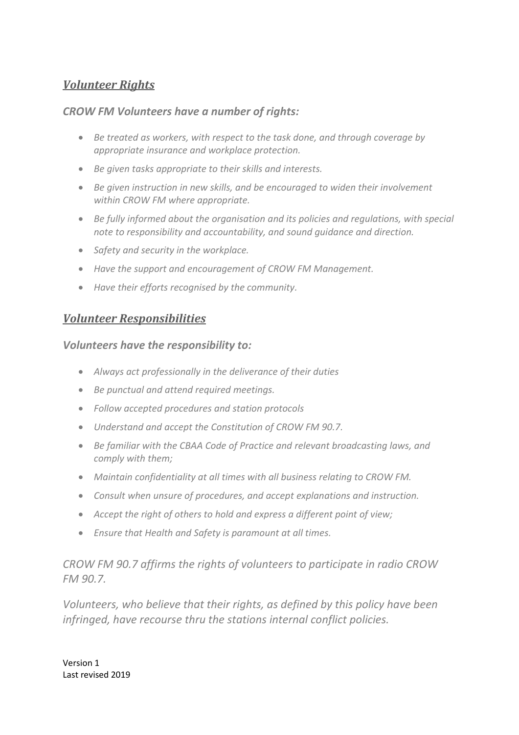## ***Volunteer Rights***

***CROW FM Volunteers have a number of rights:***

- *Be treated as workers, with respect to the task done, and through coverage by appropriate insurance and workplace protection.*
- *Be given tasks appropriate to their skills and interests.*
- *Be given instruction in new skills, and be encouraged to widen their involvement within CROW FM where appropriate.*
- *Be fully informed about the organisation and its policies and regulations, with special note to responsibility and accountability, and sound guidance and direction.*
- *Safety and security in the workplace.*
- *Have the support and encouragement of CROW FM Management.*
- *Have their efforts recognised by the community.*

## ***Volunteer Responsibilities***

***Volunteers have the responsibility to:***

- *Always act professionally in the deliverance of their duties*
- *Be punctual and attend required meetings.*
- *Follow accepted procedures and station protocols*
- *Understand and accept the Constitution of CROW FM 90.7.*
- *Be familiar with the CBAA Code of Practice and relevant broadcasting laws, and comply with them;*
- *Maintain confidentiality at all times with all business relating to CROW FM.*
- *Consult when unsure of procedures, and accept explanations and instruction.*
- *Accept the right of others to hold and express a different point of view;*
- *Ensure that Health and Safety is paramount at all times.*

*CROW FM 90.7 affirms the rights of volunteers to participate in radio CROW FM 90.7.*

*Volunteers, who believe that their rights, as defined by this policy have been infringed, have recourse thru the stations internal conflict policies.*

Version 1
Last revised 2019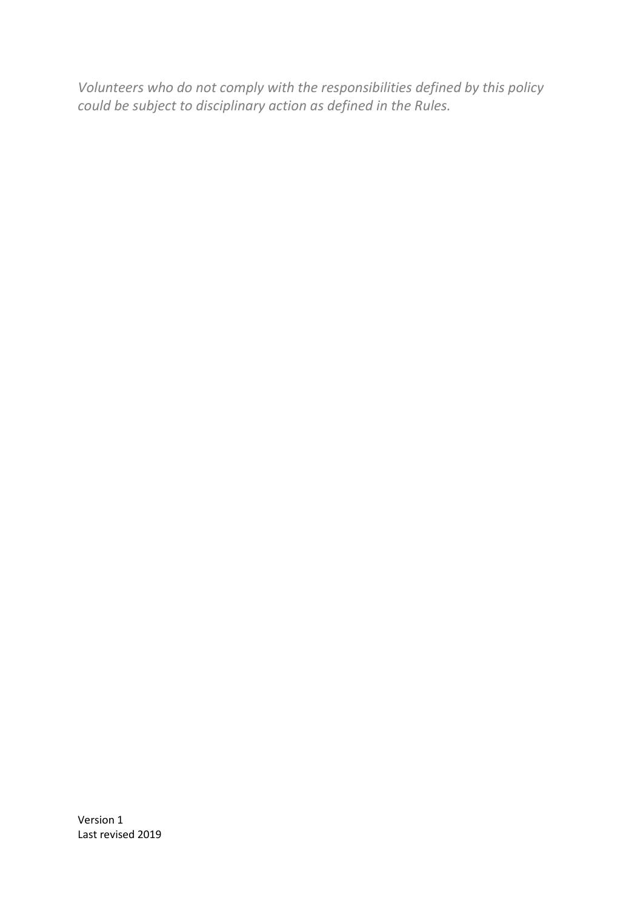*Volunteers who do not comply with the responsibilities defined by this policy could be subject to disciplinary action as defined in the Rules.*

Version 1
Last revised 2019